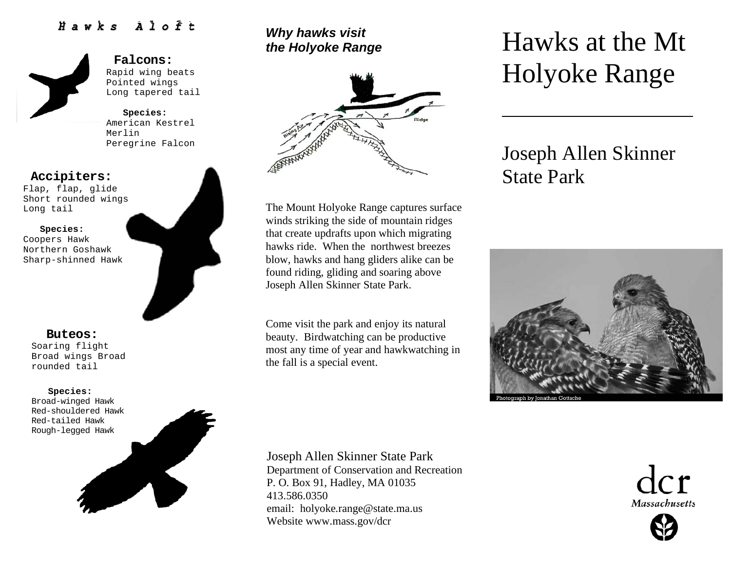## Hawks Aloft

### Falcons:

Rapid wing beats
Pointed wings
Long tapered tail

**Species:**
American Kestrel
Merlin
Peregrine Falcon

### Accipiters:

Flap, flap, glide
Short rounded wings
Long tail

**Species:**
Coopers Hawk
Northern Goshawk
Sharp-shinned Hawk

### Buteos:

Soaring flight
Broad wings Broad rounded tail

**Species:**
Broad-winged Hawk
Red-shouldered Hawk
Red-tailed Hawk
Rough-legged Hawk

### *Why hawks visit the Holyoke Range*

Rising Air

Ridge

The Mount Holyoke Range captures surface winds striking the side of mountain ridges that create updrafts upon which migrating hawks ride. When the northwest breezes blow, hawks and hang gliders alike can be found riding, gliding and soaring above Joseph Allen Skinner State Park.

Come visit the park and enjoy its natural beauty. Birdwatching can be productive most any time of year and hawkwatching in the fall is a special event.

Joseph Allen Skinner State Park
Department of Conservation and Recreation
P. O. Box 91, Hadley, MA 01035
413.586.0350
email: holyoke.range@state.ma.us
Website www.mass.gov/dcr

# Hawks at the Mt Holyoke Range

## Joseph Allen Skinner State Park

Photograph by Jonathan Gottsche

dcr
Massachusetts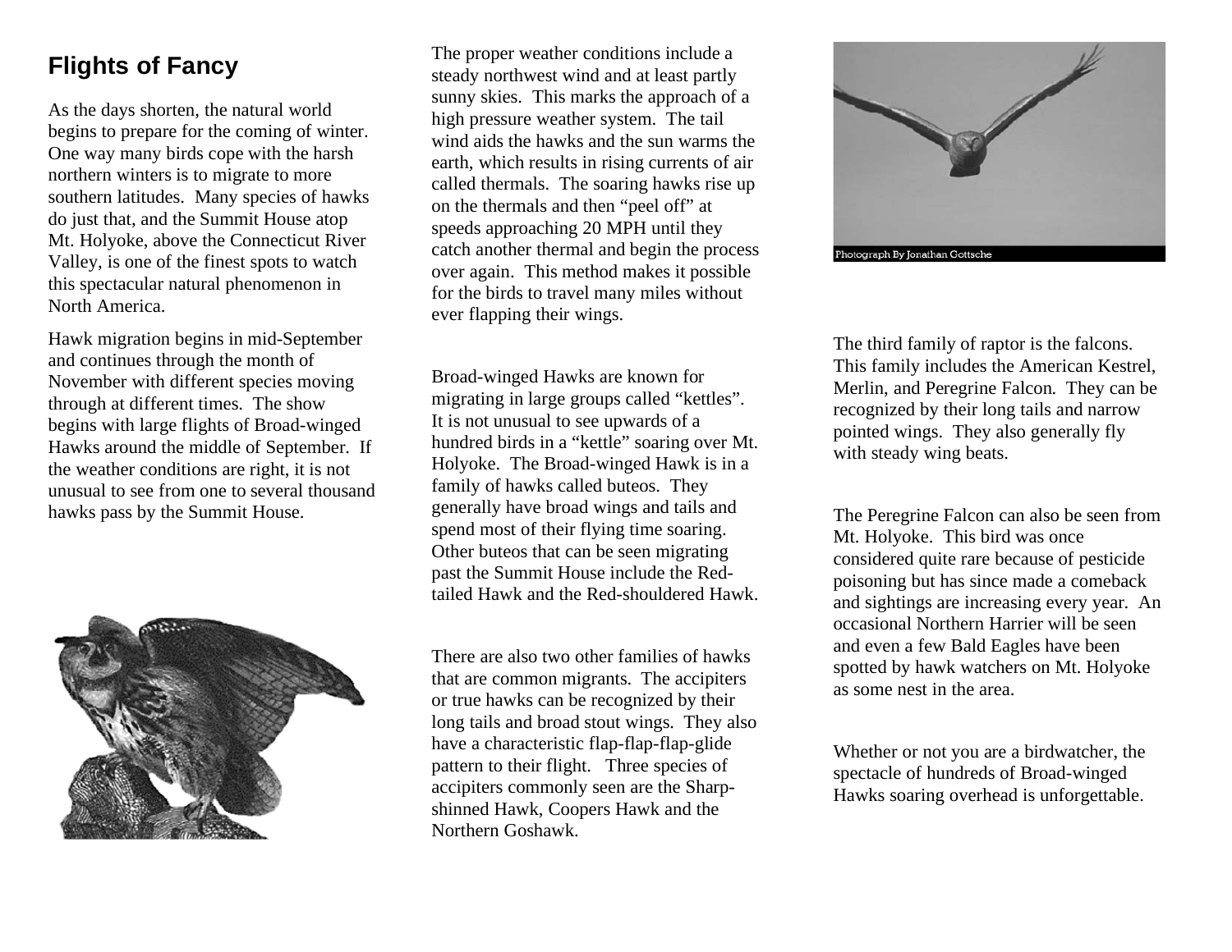# Flights of Fancy

As the days shorten, the natural world begins to prepare for the coming of winter. One way many birds cope with the harsh northern winters is to migrate to more southern latitudes. Many species of hawks do just that, and the Summit House atop Mt. Holyoke, above the Connecticut River Valley, is one of the finest spots to watch this spectacular natural phenomenon in North America.

Hawk migration begins in mid-September and continues through the month of November with different species moving through at different times. The show begins with large flights of Broad-winged Hawks around the middle of September. If the weather conditions are right, it is not unusual to see from one to several thousand hawks pass by the Summit House.

The proper weather conditions include a steady northwest wind and at least partly sunny skies. This marks the approach of a high pressure weather system. The tail wind aids the hawks and the sun warms the earth, which results in rising currents of air called thermals. The soaring hawks rise up on the thermals and then "peel off" at speeds approaching 20 MPH until they catch another thermal and begin the process over again. This method makes it possible for the birds to travel many miles without ever flapping their wings.

Broad-winged Hawks are known for migrating in large groups called "kettles". It is not unusual to see upwards of a hundred birds in a "kettle" soaring over Mt. Holyoke. The Broad-winged Hawk is in a family of hawks called buteos. They generally have broad wings and tails and spend most of their flying time soaring. Other buteos that can be seen migrating past the Summit House include the Red-tailed Hawk and the Red-shouldered Hawk.

There are also two other families of hawks that are common migrants. The accipiters or true hawks can be recognized by their long tails and broad stout wings. They also have a characteristic flap-flap-flap-glide pattern to their flight. Three species of accipiters commonly seen are the Sharp-shinned Hawk, Coopers Hawk and the Northern Goshawk.

Photograph By Jonathan Gottsche

The third family of raptor is the falcons. This family includes the American Kestrel, Merlin, and Peregrine Falcon. They can be recognized by their long tails and narrow pointed wings. They also generally fly with steady wing beats.

The Peregrine Falcon can also be seen from Mt. Holyoke. This bird was once considered quite rare because of pesticide poisoning but has since made a comeback and sightings are increasing every year. An occasional Northern Harrier will be seen and even a few Bald Eagles have been spotted by hawk watchers on Mt. Holyoke as some nest in the area.

Whether or not you are a birdwatcher, the spectacle of hundreds of Broad-winged Hawks soaring overhead is unforgettable.